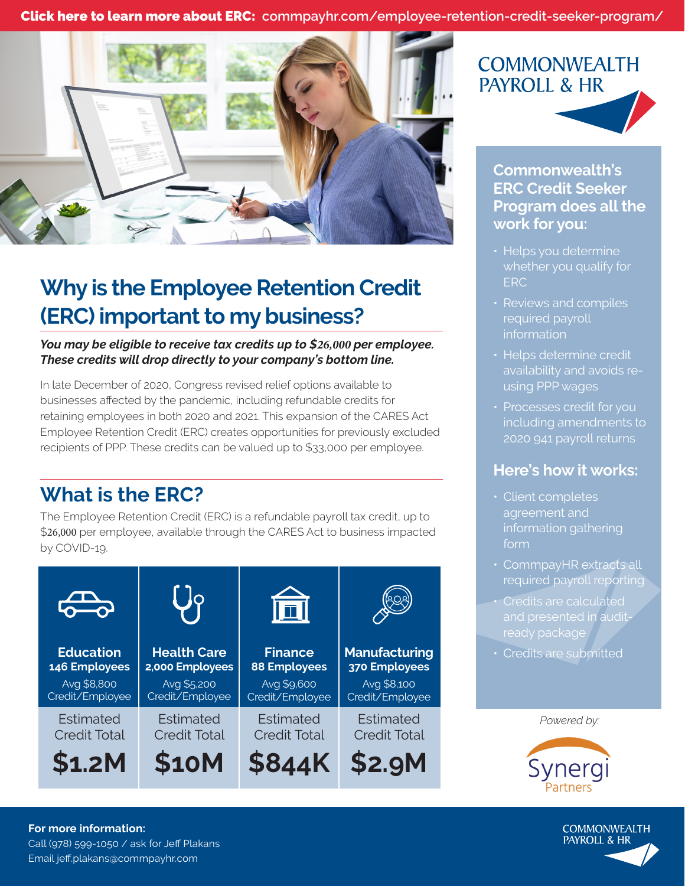**Click here to learn more about ERC:** commpayhr.com/employee-retention-credit-seeker-program/

COMMONWEALTH PAYROLL & HR

# Why is the Employee Retention Credit (ERC) important to my business?

***You may be eligible to receive tax credits up to $26,000 per employee. These credits will drop directly to your company's bottom line.***

In late December of 2020, Congress revised relief options available to businesses affected by the pandemic, including refundable credits for retaining employees in both 2020 and 2021. This expansion of the CARES Act Employee Retention Credit (ERC) creates opportunities for previously excluded recipients of PPP. These credits can be valued up to $33,000 per employee.

## What is the ERC?

The Employee Retention Credit (ERC) is a refundable payroll tax credit, up to $26,000 per employee, available through the CARES Act to business impacted by COVID-19.

| **Education** | **Health Care** | **Finance** | **Manufacturing** |
|---|---|---|---|
| **146 Employees** | **2,000 Employees** | **88 Employees** | **370 Employees** |
| Avg $8,800 Credit/Employee | Avg $5,200 Credit/Employee | Avg $9,600 Credit/Employee | Avg $8,100 Credit/Employee |
| Estimated Credit Total | Estimated Credit Total | Estimated Credit Total | Estimated Credit Total |
| **$1.2M** | **$10M** | **$844K** | **$2.9M** |

### Commonwealth's ERC Credit Seeker Program does all the work for you:

- Helps you determine whether you qualify for ERC
- Reviews and compiles required payroll information
- Helps determine credit availability and avoids re-using PPP wages
- Processes credit for you including amendments to 2020 941 payroll returns

### Here's how it works:

- Client completes agreement and information gathering form
- CommpayHR extracts all required payroll reporting
- Credits are calculated and presented in audit-ready package
- Credits are submitted

*Powered by:*

Synergi Partners

**For more information:**
Call (978) 599-1050 / ask for Jeff Plakans
Email jeff.plakans@commpayhr.com

COMMONWEALTH PAYROLL & HR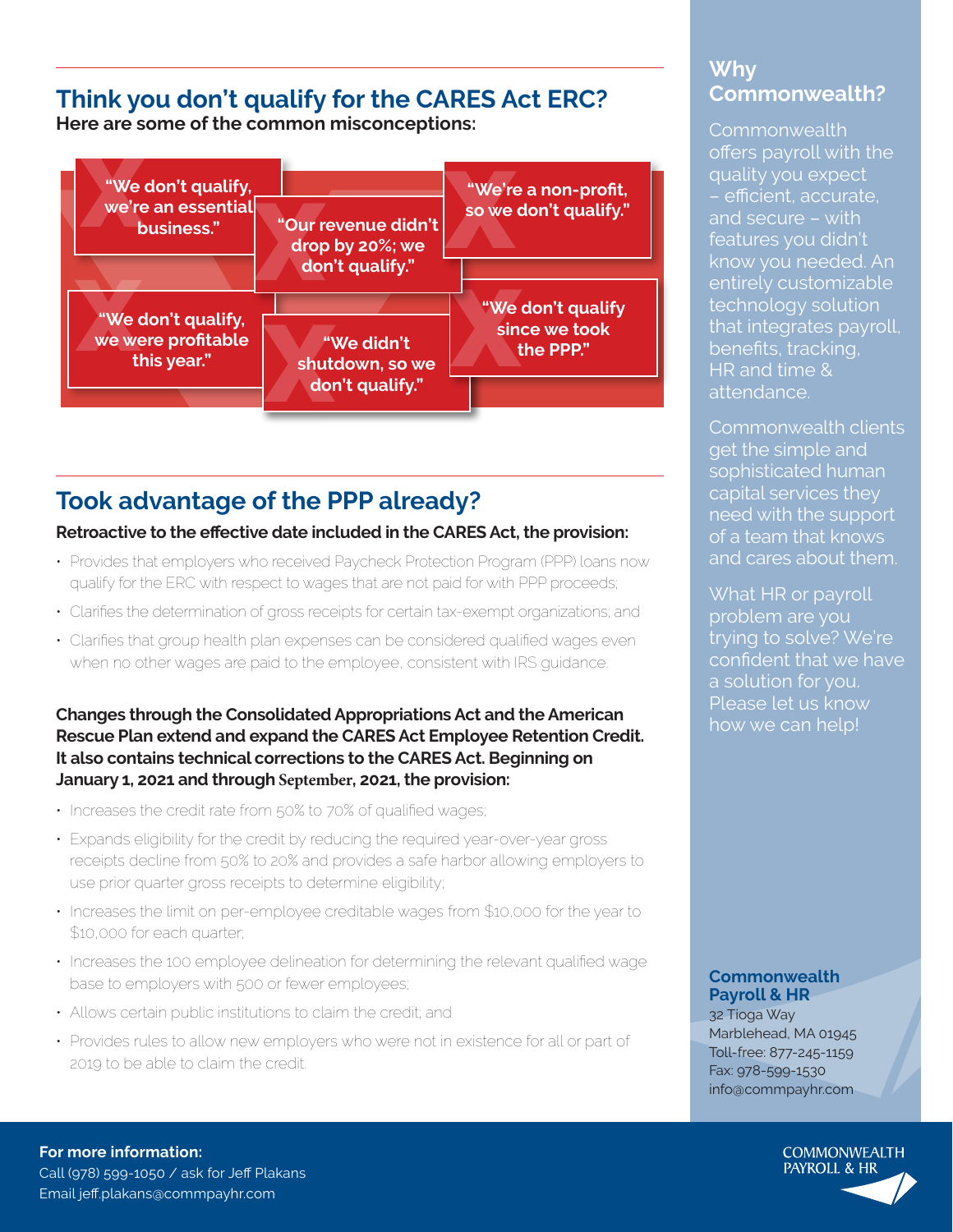## Think you don't qualify for the CARES Act ERC?

**Here are some of the common misconceptions:**

"We don't qualify, we're an essential business."

"Our revenue didn't drop by 20%; we don't qualify."

"We're a non-profit, so we don't qualify."

"We don't qualify, we were profitable this year."

"We didn't shutdown, so we don't qualify."

"We don't qualify since we took the PPP."

## Took advantage of the PPP already?

**Retroactive to the effective date included in the CARES Act, the provision:**

- Provides that employers who received Paycheck Protection Program (PPP) loans now qualify for the ERC with respect to wages that are not paid for with PPP proceeds;
- Clarifies the determination of gross receipts for certain tax-exempt organizations; and
- Clarifies that group health plan expenses can be considered qualified wages even when no other wages are paid to the employee, consistent with IRS guidance.

**Changes through the Consolidated Appropriations Act and the American Rescue Plan extend and expand the CARES Act Employee Retention Credit. It also contains technical corrections to the CARES Act. Beginning on January 1, 2021 and through September, 2021, the provision:**

- Increases the credit rate from 50% to 70% of qualified wages;
- Expands eligibility for the credit by reducing the required year-over-year gross receipts decline from 50% to 20% and provides a safe harbor allowing employers to use prior quarter gross receipts to determine eligibility;
- Increases the limit on per-employee creditable wages from $10,000 for the year to $10,000 for each quarter;
- Increases the 100 employee delineation for determining the relevant qualified wage base to employers with 500 or fewer employees;
- Allows certain public institutions to claim the credit; and
- Provides rules to allow new employers who were not in existence for all or part of 2019 to be able to claim the credit.

## Why Commonwealth?

Commonwealth offers payroll with the quality you expect – efficient, accurate, and secure – with features you didn't know you needed. An entirely customizable technology solution that integrates payroll, benefits, tracking, HR and time & attendance.

Commonwealth clients get the simple and sophisticated human capital services they need with the support of a team that knows and cares about them.

What HR or payroll problem are you trying to solve? We're confident that we have a solution for you. Please let us know how we can help!

**Commonwealth Payroll & HR**
32 Tioga Way
Marblehead, MA 01945
Toll-free: 877-245-1159
Fax: 978-599-1530
info@commpayhr.com

**For more information:**
Call (978) 599-1050 / ask for Jeff Plakans
Email jeff.plakans@commpayhr.com

COMMONWEALTH PAYROLL & HR